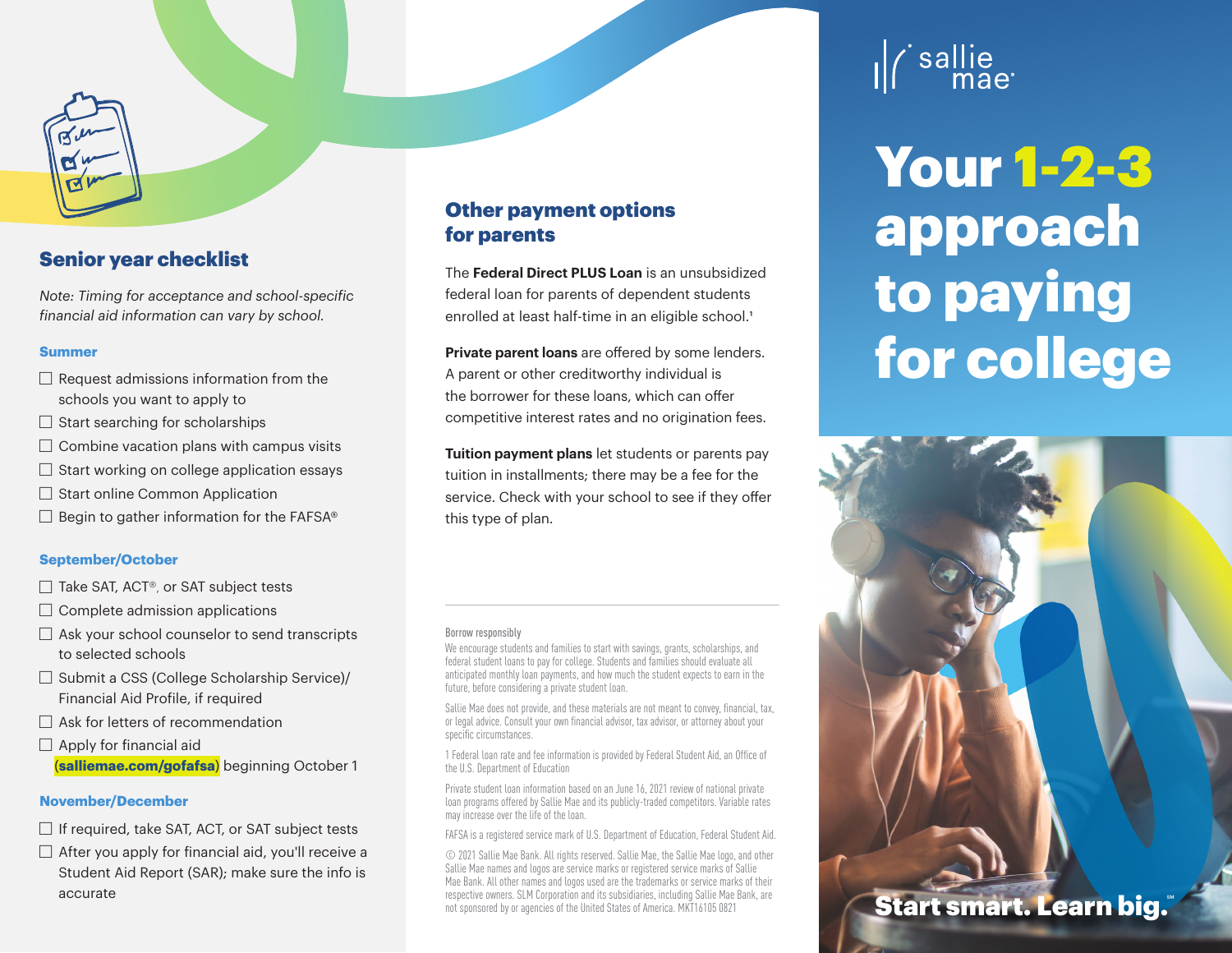## Senior year checklist

*Note: Timing for acceptance and school-specific financial aid information can vary by school.*

### Summer

- ☐ Request admissions information from the schools you want to apply to
- ☐ Start searching for scholarships
- ☐ Combine vacation plans with campus visits
- ☐ Start working on college application essays
- ☐ Start online Common Application
- ☐ Begin to gather information for the FAFSA®

### September/October

- ☐ Take SAT, ACT®, or SAT subject tests
- ☐ Complete admission applications
- ☐ Ask your school counselor to send transcripts to selected schools
- ☐ Submit a CSS (College Scholarship Service)/ Financial Aid Profile, if required
- ☐ Ask for letters of recommendation
- ☐ Apply for financial aid **(salliemae.com/gofafsa)** beginning October 1

### November/December

- ☐ If required, take SAT, ACT, or SAT subject tests
- ☐ After you apply for financial aid, you'll receive a Student Aid Report (SAR); make sure the info is accurate

## Other payment options for parents

The **Federal Direct PLUS Loan** is an unsubsidized federal loan for parents of dependent students enrolled at least half-time in an eligible school.[1]

**Private parent loans** are offered by some lenders. A parent or other creditworthy individual is the borrower for these loans, which can offer competitive interest rates and no origination fees.

**Tuition payment plans** let students or parents pay tuition in installments; there may be a fee for the service. Check with your school to see if they offer this type of plan.

---

Borrow responsibly

We encourage students and families to start with savings, grants, scholarships, and federal student loans to pay for college. Students and families should evaluate all anticipated monthly loan payments, and how much the student expects to earn in the future, before considering a private student loan.

Sallie Mae does not provide, and these materials are not meant to convey, financial, tax, or legal advice. Consult your own financial advisor, tax advisor, or attorney about your specific circumstances.

1 Federal loan rate and fee information is provided by Federal Student Aid, an Office of the U.S. Department of Education

Private student loan information based on an June 16, 2021 review of national private loan programs offered by Sallie Mae and its publicly-traded competitors. Variable rates may increase over the life of the loan.

FAFSA is a registered service mark of U.S. Department of Education, Federal Student Aid.

© 2021 Sallie Mae Bank. All rights reserved. Sallie Mae, the Sallie Mae logo, and other Sallie Mae names and logos are service marks or registered service marks of Sallie Mae Bank. All other names and logos used are the trademarks or service marks of their respective owners. SLM Corporation and its subsidiaries, including Sallie Mae Bank, are not sponsored by or agencies of the United States of America. MKT16105 0821

sallie mae

# Your 1-2-3 approach to paying for college

**Start smart. Learn big.℠**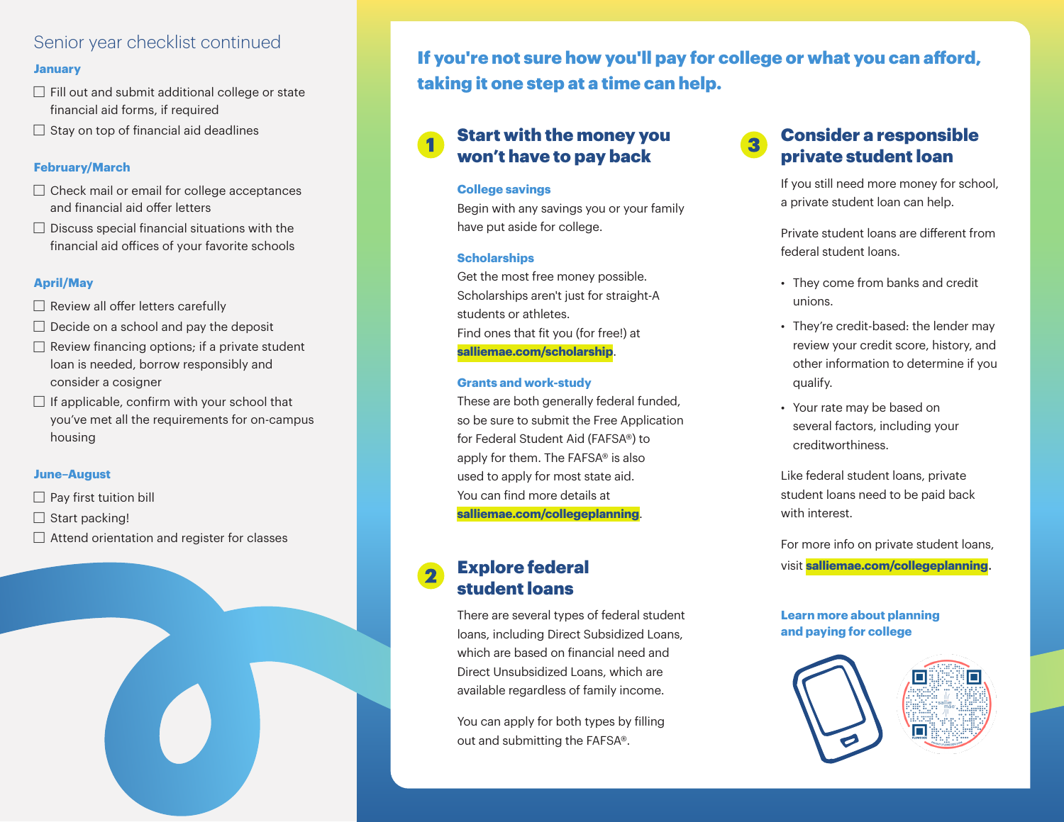## Senior year checklist continued

### January

- ☐ Fill out and submit additional college or state financial aid forms, if required
- ☐ Stay on top of financial aid deadlines

### February/March

- ☐ Check mail or email for college acceptances and financial aid offer letters
- ☐ Discuss special financial situations with the financial aid offices of your favorite schools

### April/May

- ☐ Review all offer letters carefully
- ☐ Decide on a school and pay the deposit
- ☐ Review financing options; if a private student loan is needed, borrow responsibly and consider a cosigner
- ☐ If applicable, confirm with your school that you've met all the requirements for on-campus housing

### June–August

- ☐ Pay first tuition bill
- ☐ Start packing!
- ☐ Attend orientation and register for classes

## If you're not sure how you'll pay for college or what you can afford, taking it one step at a time can help.

### 1 Start with the money you won't have to pay back

**College savings**
Begin with any savings you or your family have put aside for college.

**Scholarships**
Get the most free money possible. Scholarships aren't just for straight-A students or athletes.
Find ones that fit you (for free!) at **salliemae.com/scholarship**.

**Grants and work-study**
These are both generally federal funded, so be sure to submit the Free Application for Federal Student Aid (FAFSA®) to apply for them. The FAFSA® is also used to apply for most state aid.
You can find more details at **salliemae.com/collegeplanning**.

### 2 Explore federal student loans

There are several types of federal student loans, including Direct Subsidized Loans, which are based on financial need and Direct Unsubsidized Loans, which are available regardless of family income.

You can apply for both types by filling out and submitting the FAFSA®.

### 3 Consider a responsible private student loan

If you still need more money for school, a private student loan can help.

Private student loans are different from federal student loans.

- They come from banks and credit unions.
- They're credit-based: the lender may review your credit score, history, and other information to determine if you qualify.
- Your rate may be based on several factors, including your creditworthiness.

Like federal student loans, private student loans need to be paid back with interest.

For more info on private student loans, visit **salliemae.com/collegeplanning**.

**Learn more about planning and paying for college**